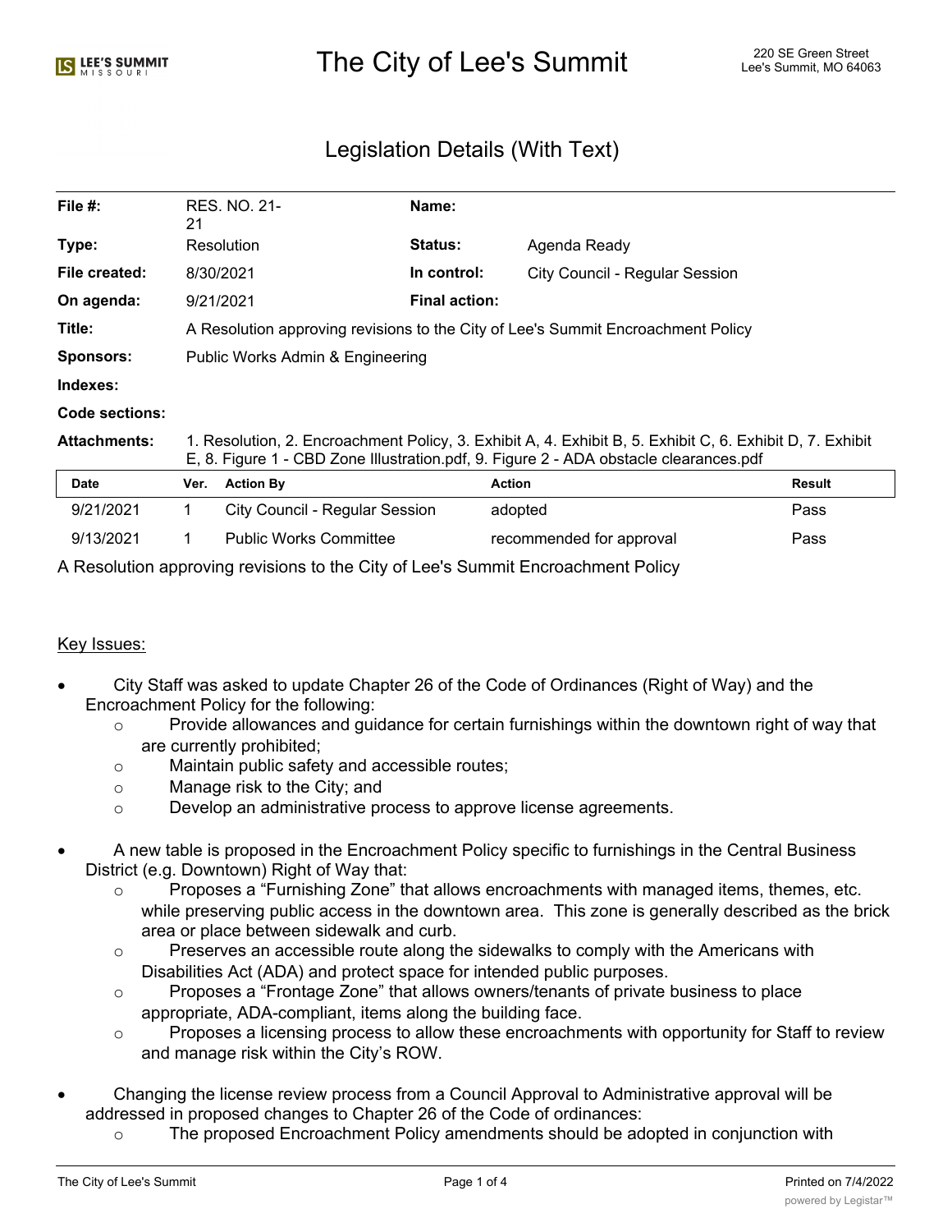# The City of Lee's Summit

220 SE Green Street
Lee's Summit, MO 64063

## Legislation Details (With Text)

| | | | |
|---|---|---|---|
| **File #:** | RES. NO. 21-21 | **Name:** | |
| **Type:** | Resolution | **Status:** | Agenda Ready |
| **File created:** | 8/30/2021 | **In control:** | City Council - Regular Session |
| **On agenda:** | 9/21/2021 | **Final action:** | |
| **Title:** | A Resolution approving revisions to the City of Lee's Summit Encroachment Policy | | |
| **Sponsors:** | Public Works Admin & Engineering | | |
| **Indexes:** | | | |
| **Code sections:** | | | |
| **Attachments:** | 1. Resolution, 2. Encroachment Policy, 3. Exhibit A, 4. Exhibit B, 5. Exhibit C, 6. Exhibit D, 7. Exhibit E, 8. Figure 1 - CBD Zone Illustration.pdf, 9. Figure 2 - ADA obstacle clearances.pdf | | |

| Date | Ver. | Action By | Action | Result |
|---|---|---|---|---|
| 9/21/2021 | 1 | City Council - Regular Session | adopted | Pass |
| 9/13/2021 | 1 | Public Works Committee | recommended for approval | Pass |

A Resolution approving revisions to the City of Lee's Summit Encroachment Policy

Key Issues:

- City Staff was asked to update Chapter 26 of the Code of Ordinances (Right of Way) and the Encroachment Policy for the following:
  - Provide allowances and guidance for certain furnishings within the downtown right of way that are currently prohibited;
  - Maintain public safety and accessible routes;
  - Manage risk to the City; and
  - Develop an administrative process to approve license agreements.
- A new table is proposed in the Encroachment Policy specific to furnishings in the Central Business District (e.g. Downtown) Right of Way that:
  - Proposes a “Furnishing Zone” that allows encroachments with managed items, themes, etc. while preserving public access in the downtown area. This zone is generally described as the brick area or place between sidewalk and curb.
  - Preserves an accessible route along the sidewalks to comply with the Americans with Disabilities Act (ADA) and protect space for intended public purposes.
  - Proposes a “Frontage Zone” that allows owners/tenants of private business to place appropriate, ADA-compliant, items along the building face.
  - Proposes a licensing process to allow these encroachments with opportunity for Staff to review and manage risk within the City’s ROW.
- Changing the license review process from a Council Approval to Administrative approval will be addressed in proposed changes to Chapter 26 of the Code of ordinances:
  - The proposed Encroachment Policy amendments should be adopted in conjunction with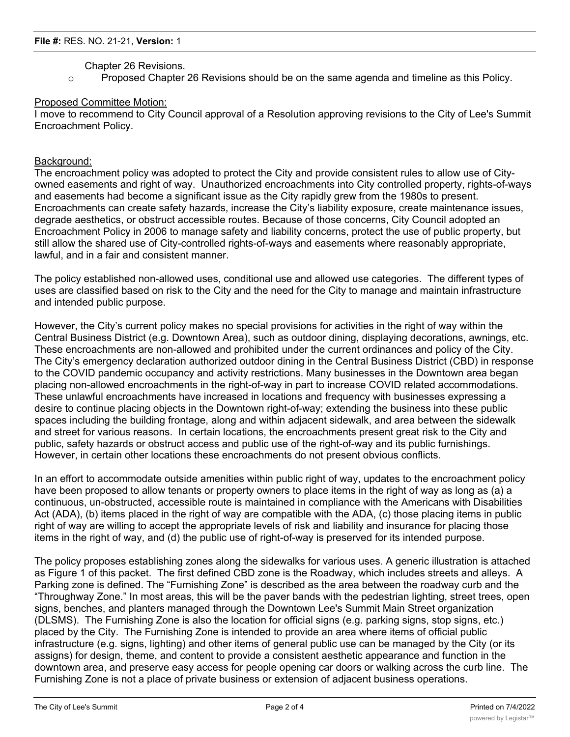Chapter 26 Revisions.

- Proposed Chapter 26 Revisions should be on the same agenda and timeline as this Policy.

Proposed Committee Motion:

I move to recommend to City Council approval of a Resolution approving revisions to the City of Lee's Summit Encroachment Policy.

Background:

The encroachment policy was adopted to protect the City and provide consistent rules to allow use of City-owned easements and right of way. Unauthorized encroachments into City controlled property, rights-of-ways and easements had become a significant issue as the City rapidly grew from the 1980s to present. Encroachments can create safety hazards, increase the City's liability exposure, create maintenance issues, degrade aesthetics, or obstruct accessible routes. Because of those concerns, City Council adopted an Encroachment Policy in 2006 to manage safety and liability concerns, protect the use of public property, but still allow the shared use of City-controlled rights-of-ways and easements where reasonably appropriate, lawful, and in a fair and consistent manner.

The policy established non-allowed uses, conditional use and allowed use categories. The different types of uses are classified based on risk to the City and the need for the City to manage and maintain infrastructure and intended public purpose.

However, the City's current policy makes no special provisions for activities in the right of way within the Central Business District (e.g. Downtown Area), such as outdoor dining, displaying decorations, awnings, etc. These encroachments are non-allowed and prohibited under the current ordinances and policy of the City. The City's emergency declaration authorized outdoor dining in the Central Business District (CBD) in response to the COVID pandemic occupancy and activity restrictions. Many businesses in the Downtown area began placing non-allowed encroachments in the right-of-way in part to increase COVID related accommodations. These unlawful encroachments have increased in locations and frequency with businesses expressing a desire to continue placing objects in the Downtown right-of-way; extending the business into these public spaces including the building frontage, along and within adjacent sidewalk, and area between the sidewalk and street for various reasons. In certain locations, the encroachments present great risk to the City and public, safety hazards or obstruct access and public use of the right-of-way and its public furnishings. However, in certain other locations these encroachments do not present obvious conflicts.

In an effort to accommodate outside amenities within public right of way, updates to the encroachment policy have been proposed to allow tenants or property owners to place items in the right of way as long as (a) a continuous, un-obstructed, accessible route is maintained in compliance with the Americans with Disabilities Act (ADA), (b) items placed in the right of way are compatible with the ADA, (c) those placing items in public right of way are willing to accept the appropriate levels of risk and liability and insurance for placing those items in the right of way, and (d) the public use of right-of-way is preserved for its intended purpose.

The policy proposes establishing zones along the sidewalks for various uses. A generic illustration is attached as Figure 1 of this packet. The first defined CBD zone is the Roadway, which includes streets and alleys. A Parking zone is defined. The "Furnishing Zone" is described as the area between the roadway curb and the "Throughway Zone." In most areas, this will be the paver bands with the pedestrian lighting, street trees, open signs, benches, and planters managed through the Downtown Lee's Summit Main Street organization (DLSMS). The Furnishing Zone is also the location for official signs (e.g. parking signs, stop signs, etc.) placed by the City. The Furnishing Zone is intended to provide an area where items of official public infrastructure (e.g. signs, lighting) and other items of general public use can be managed by the City (or its assigns) for design, theme, and content to provide a consistent aesthetic appearance and function in the downtown area, and preserve easy access for people opening car doors or walking across the curb line. The Furnishing Zone is not a place of private business or extension of adjacent business operations.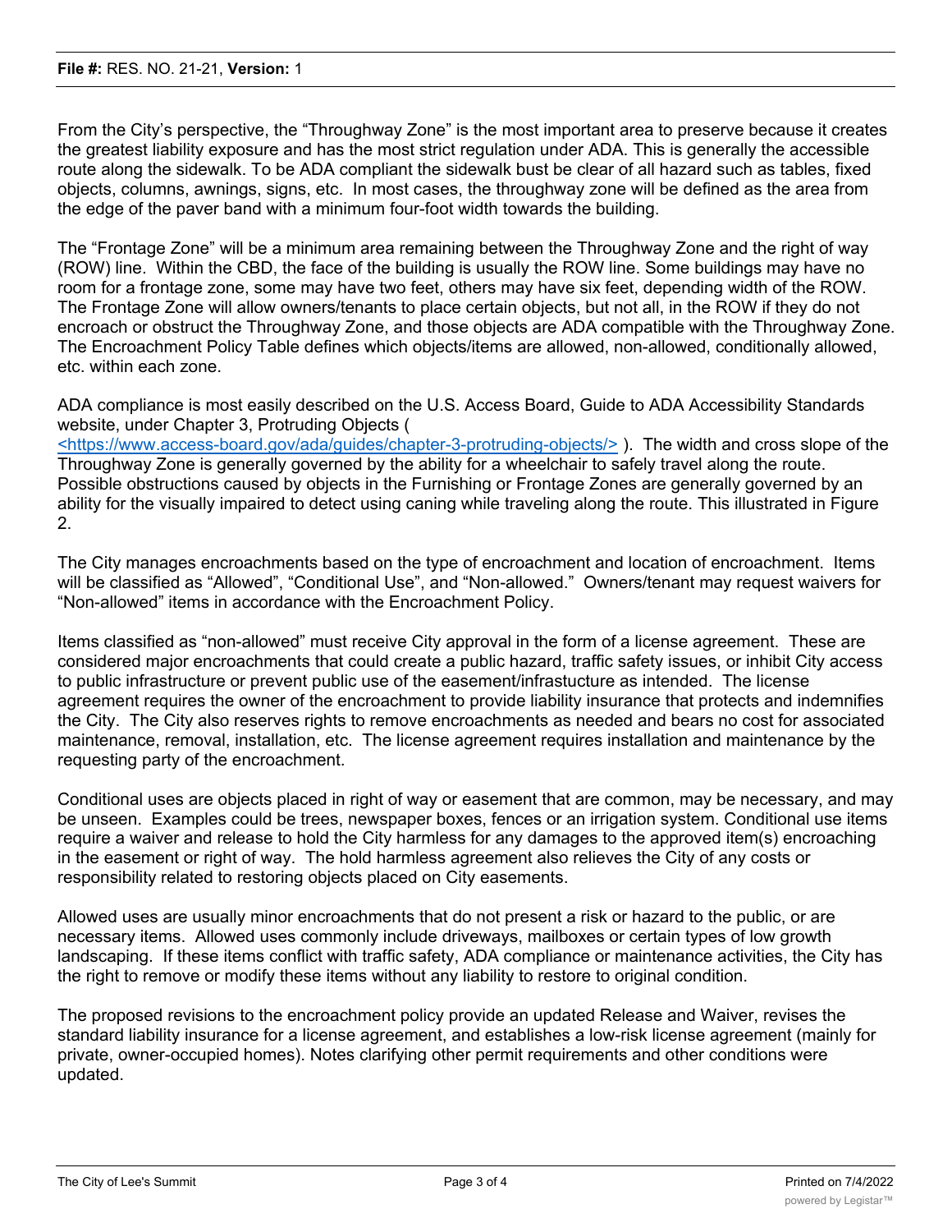From the City's perspective, the "Throughway Zone" is the most important area to preserve because it creates the greatest liability exposure and has the most strict regulation under ADA. This is generally the accessible route along the sidewalk. To be ADA compliant the sidewalk bust be clear of all hazard such as tables, fixed objects, columns, awnings, signs, etc. In most cases, the throughway zone will be defined as the area from the edge of the paver band with a minimum four-foot width towards the building.

The "Frontage Zone" will be a minimum area remaining between the Throughway Zone and the right of way (ROW) line. Within the CBD, the face of the building is usually the ROW line. Some buildings may have no room for a frontage zone, some may have two feet, others may have six feet, depending width of the ROW. The Frontage Zone will allow owners/tenants to place certain objects, but not all, in the ROW if they do not encroach or obstruct the Throughway Zone, and those objects are ADA compatible with the Throughway Zone. The Encroachment Policy Table defines which objects/items are allowed, non-allowed, conditionally allowed, etc. within each zone.

ADA compliance is most easily described on the U.S. Access Board, Guide to ADA Accessibility Standards website, under Chapter 3, Protruding Objects ( <https://www.access-board.gov/ada/guides/chapter-3-protruding-objects/> ). The width and cross slope of the Throughway Zone is generally governed by the ability for a wheelchair to safely travel along the route. Possible obstructions caused by objects in the Furnishing or Frontage Zones are generally governed by an ability for the visually impaired to detect using caning while traveling along the route. This illustrated in Figure 2.

The City manages encroachments based on the type of encroachment and location of encroachment. Items will be classified as "Allowed", "Conditional Use", and "Non-allowed." Owners/tenant may request waivers for "Non-allowed" items in accordance with the Encroachment Policy.

Items classified as "non-allowed" must receive City approval in the form of a license agreement. These are considered major encroachments that could create a public hazard, traffic safety issues, or inhibit City access to public infrastructure or prevent public use of the easement/infrastucture as intended. The license agreement requires the owner of the encroachment to provide liability insurance that protects and indemnifies the City. The City also reserves rights to remove encroachments as needed and bears no cost for associated maintenance, removal, installation, etc. The license agreement requires installation and maintenance by the requesting party of the encroachment.

Conditional uses are objects placed in right of way or easement that are common, may be necessary, and may be unseen. Examples could be trees, newspaper boxes, fences or an irrigation system. Conditional use items require a waiver and release to hold the City harmless for any damages to the approved item(s) encroaching in the easement or right of way. The hold harmless agreement also relieves the City of any costs or responsibility related to restoring objects placed on City easements.

Allowed uses are usually minor encroachments that do not present a risk or hazard to the public, or are necessary items. Allowed uses commonly include driveways, mailboxes or certain types of low growth landscaping. If these items conflict with traffic safety, ADA compliance or maintenance activities, the City has the right to remove or modify these items without any liability to restore to original condition.

The proposed revisions to the encroachment policy provide an updated Release and Waiver, revises the standard liability insurance for a license agreement, and establishes a low-risk license agreement (mainly for private, owner-occupied homes). Notes clarifying other permit requirements and other conditions were updated.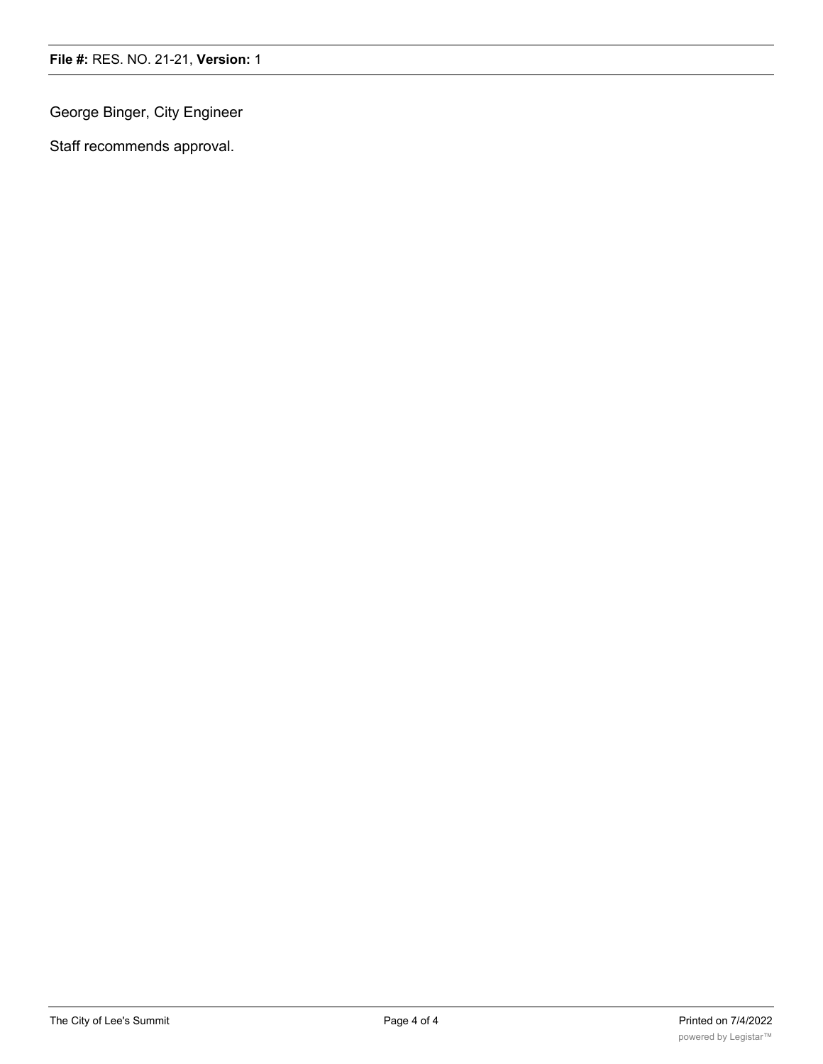George Binger, City Engineer

Staff recommends approval.